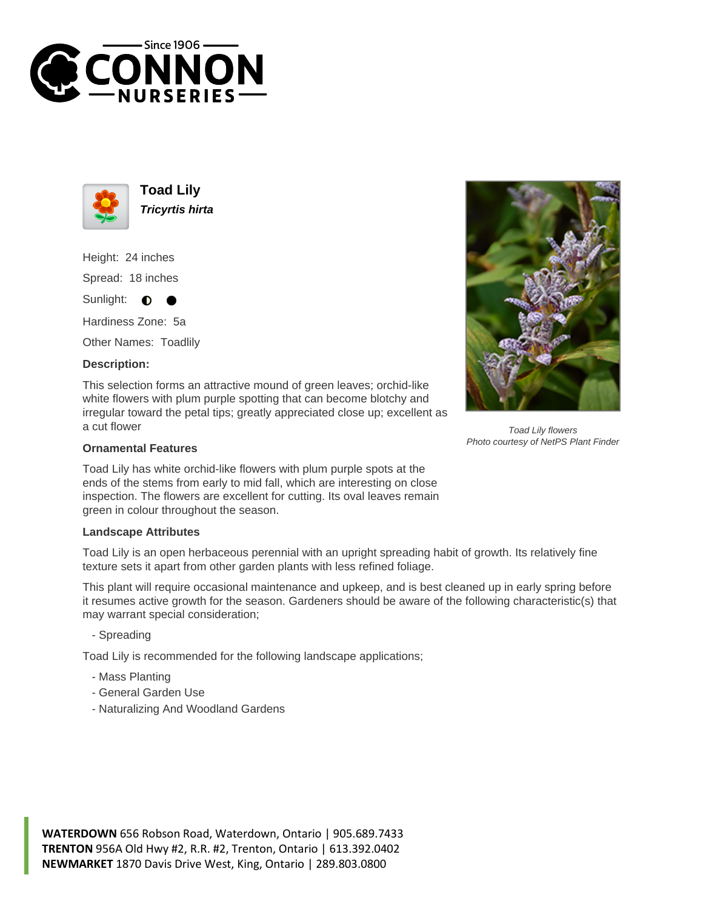# Toad Lily

***Tricyrtis hirta***

Height: 24 inches

Spread: 18 inches

Sunlight: ◐ ●

Hardiness Zone: 5a

Other Names: Toadlily

### Description:

This selection forms an attractive mound of green leaves; orchid-like white flowers with plum purple spotting that can become blotchy and irregular toward the petal tips; greatly appreciated close up; excellent as a cut flower

*Toad Lily flowers*
*Photo courtesy of NetPS Plant Finder*

### Ornamental Features

Toad Lily has white orchid-like flowers with plum purple spots at the ends of the stems from early to mid fall, which are interesting on close inspection. The flowers are excellent for cutting. Its oval leaves remain green in colour throughout the season.

### Landscape Attributes

Toad Lily is an open herbaceous perennial with an upright spreading habit of growth. Its relatively fine texture sets it apart from other garden plants with less refined foliage.

This plant will require occasional maintenance and upkeep, and is best cleaned up in early spring before it resumes active growth for the season. Gardeners should be aware of the following characteristic(s) that may warrant special consideration;

- Spreading

Toad Lily is recommended for the following landscape applications;

- Mass Planting
- General Garden Use
- Naturalizing And Woodland Gardens

**WATERDOWN** 656 Robson Road, Waterdown, Ontario | 905.689.7433
**TRENTON** 956A Old Hwy #2, R.R. #2, Trenton, Ontario | 613.392.0402
**NEWMARKET** 1870 Davis Drive West, King, Ontario | 289.803.0800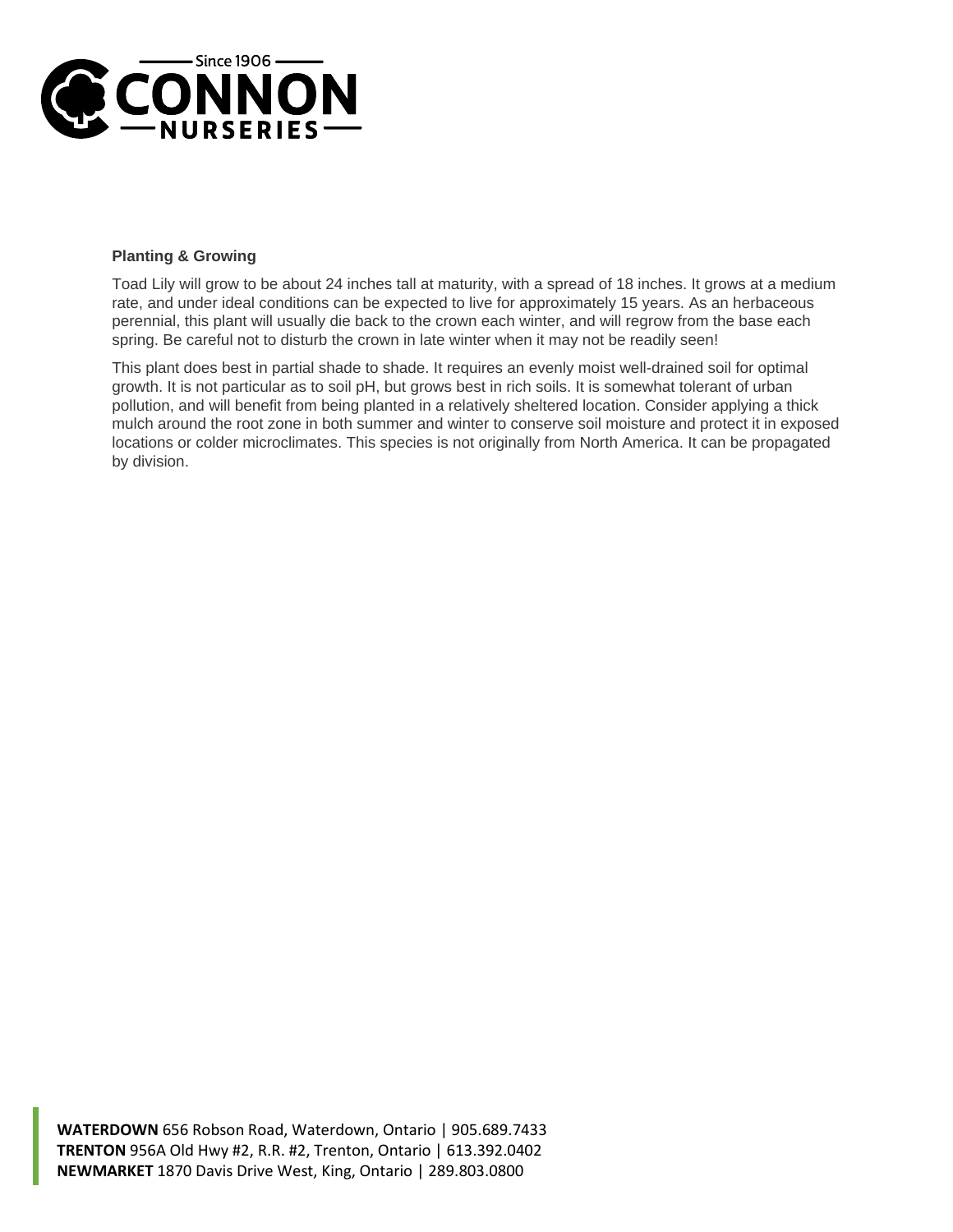### Planting & Growing

Toad Lily will grow to be about 24 inches tall at maturity, with a spread of 18 inches. It grows at a medium rate, and under ideal conditions can be expected to live for approximately 15 years. As an herbaceous perennial, this plant will usually die back to the crown each winter, and will regrow from the base each spring. Be careful not to disturb the crown in late winter when it may not be readily seen!

This plant does best in partial shade to shade. It requires an evenly moist well-drained soil for optimal growth. It is not particular as to soil pH, but grows best in rich soils. It is somewhat tolerant of urban pollution, and will benefit from being planted in a relatively sheltered location. Consider applying a thick mulch around the root zone in both summer and winter to conserve soil moisture and protect it in exposed locations or colder microclimates. This species is not originally from North America. It can be propagated by division.